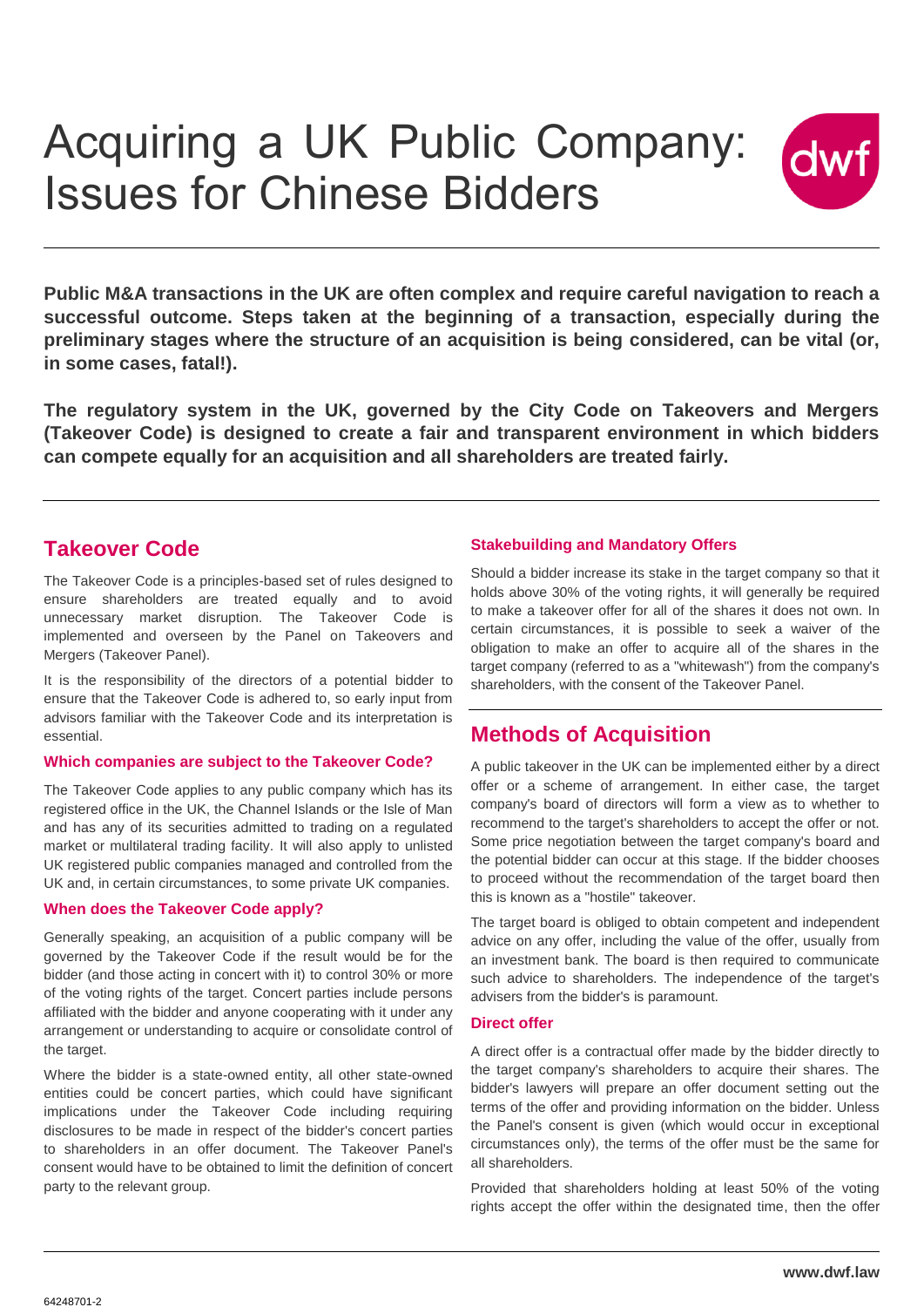# Acquiring a UK Public Company: Issues for Chinese Bidders

**Public M&A transactions in the UK are often complex and require careful navigation to reach a successful outcome. Steps taken at the beginning of a transaction, especially during the preliminary stages where the structure of an acquisition is being considered, can be vital (or, in some cases, fatal!).**

**The regulatory system in the UK, governed by the City Code on Takeovers and Mergers (Takeover Code) is designed to create a fair and transparent environment in which bidders can compete equally for an acquisition and all shareholders are treated fairly.**

## Takeover Code

The Takeover Code is a principles-based set of rules designed to ensure shareholders are treated equally and to avoid unnecessary market disruption. The Takeover Code is implemented and overseen by the Panel on Takeovers and Mergers (Takeover Panel).

It is the responsibility of the directors of a potential bidder to ensure that the Takeover Code is adhered to, so early input from advisors familiar with the Takeover Code and its interpretation is essential.

### Which companies are subject to the Takeover Code?

The Takeover Code applies to any public company which has its registered office in the UK, the Channel Islands or the Isle of Man and has any of its securities admitted to trading on a regulated market or multilateral trading facility. It will also apply to unlisted UK registered public companies managed and controlled from the UK and, in certain circumstances, to some private UK companies.

### When does the Takeover Code apply?

Generally speaking, an acquisition of a public company will be governed by the Takeover Code if the result would be for the bidder (and those acting in concert with it) to control 30% or more of the voting rights of the target. Concert parties include persons affiliated with the bidder and anyone cooperating with it under any arrangement or understanding to acquire or consolidate control of the target.

Where the bidder is a state-owned entity, all other state-owned entities could be concert parties, which could have significant implications under the Takeover Code including requiring disclosures to be made in respect of the bidder's concert parties to shareholders in an offer document. The Takeover Panel's consent would have to be obtained to limit the definition of concert party to the relevant group.

### Stakebuilding and Mandatory Offers

Should a bidder increase its stake in the target company so that it holds above 30% of the voting rights, it will generally be required to make a takeover offer for all of the shares it does not own. In certain circumstances, it is possible to seek a waiver of the obligation to make an offer to acquire all of the shares in the target company (referred to as a "whitewash") from the company's shareholders, with the consent of the Takeover Panel.

## Methods of Acquisition

A public takeover in the UK can be implemented either by a direct offer or a scheme of arrangement. In either case, the target company's board of directors will form a view as to whether to recommend to the target's shareholders to accept the offer or not. Some price negotiation between the target company's board and the potential bidder can occur at this stage. If the bidder chooses to proceed without the recommendation of the target board then this is known as a "hostile" takeover.

The target board is obliged to obtain competent and independent advice on any offer, including the value of the offer, usually from an investment bank. The board is then required to communicate such advice to shareholders. The independence of the target's advisers from the bidder's is paramount.

### Direct offer

A direct offer is a contractual offer made by the bidder directly to the target company's shareholders to acquire their shares. The bidder's lawyers will prepare an offer document setting out the terms of the offer and providing information on the bidder. Unless the Panel's consent is given (which would occur in exceptional circumstances only), the terms of the offer must be the same for all shareholders.

Provided that shareholders holding at least 50% of the voting rights accept the offer within the designated time, then the offer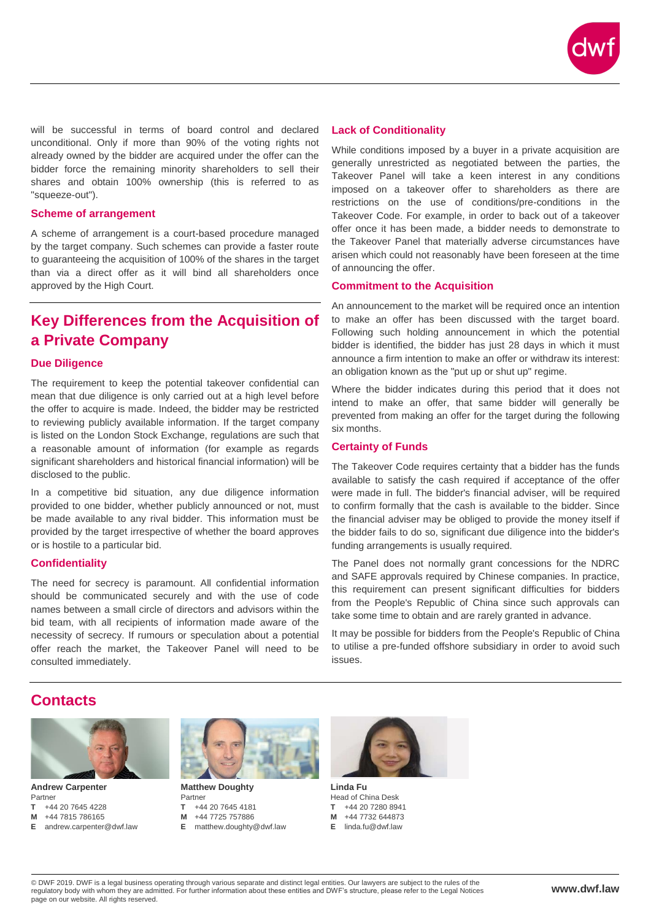will be successful in terms of board control and declared unconditional. Only if more than 90% of the voting rights not already owned by the bidder are acquired under the offer can the bidder force the remaining minority shareholders to sell their shares and obtain 100% ownership (this is referred to as "squeeze-out").

### Scheme of arrangement

A scheme of arrangement is a court-based procedure managed by the target company. Such schemes can provide a faster route to guaranteeing the acquisition of 100% of the shares in the target than via a direct offer as it will bind all shareholders once approved by the High Court.

## Key Differences from the Acquisition of a Private Company

### Due Diligence

The requirement to keep the potential takeover confidential can mean that due diligence is only carried out at a high level before the offer to acquire is made. Indeed, the bidder may be restricted to reviewing publicly available information. If the target company is listed on the London Stock Exchange, regulations are such that a reasonable amount of information (for example as regards significant shareholders and historical financial information) will be disclosed to the public.

In a competitive bid situation, any due diligence information provided to one bidder, whether publicly announced or not, must be made available to any rival bidder. This information must be provided by the target irrespective of whether the board approves or is hostile to a particular bid.

### Confidentiality

The need for secrecy is paramount. All confidential information should be communicated securely and with the use of code names between a small circle of directors and advisors within the bid team, with all recipients of information made aware of the necessity of secrecy. If rumours or speculation about a potential offer reach the market, the Takeover Panel will need to be consulted immediately.

### Lack of Conditionality

While conditions imposed by a buyer in a private acquisition are generally unrestricted as negotiated between the parties, the Takeover Panel will take a keen interest in any conditions imposed on a takeover offer to shareholders as there are restrictions on the use of conditions/pre-conditions in the Takeover Code. For example, in order to back out of a takeover offer once it has been made, a bidder needs to demonstrate to the Takeover Panel that materially adverse circumstances have arisen which could not reasonably have been foreseen at the time of announcing the offer.

### Commitment to the Acquisition

An announcement to the market will be required once an intention to make an offer has been discussed with the target board. Following such holding announcement in which the potential bidder is identified, the bidder has just 28 days in which it must announce a firm intention to make an offer or withdraw its interest: an obligation known as the "put up or shut up" regime.

Where the bidder indicates during this period that it does not intend to make an offer, that same bidder will generally be prevented from making an offer for the target during the following six months.

### Certainty of Funds

The Takeover Code requires certainty that a bidder has the funds available to satisfy the cash required if acceptance of the offer were made in full. The bidder's financial adviser, will be required to confirm formally that the cash is available to the bidder. Since the financial adviser may be obliged to provide the money itself if the bidder fails to do so, significant due diligence into the bidder's funding arrangements is usually required.

The Panel does not normally grant concessions for the NDRC and SAFE approvals required by Chinese companies. In practice, this requirement can present significant difficulties for bidders from the People's Republic of China since such approvals can take some time to obtain and are rarely granted in advance.

It may be possible for bidders from the People's Republic of China to utilise a pre-funded offshore subsidiary in order to avoid such issues.

## Contacts

**Andrew Carpenter**
Partner
**T** +44 20 7645 4228
**M** +44 7815 786165
**E** andrew.carpenter@dwf.law

**Matthew Doughty**
Partner
**T** +44 20 7645 4181
**M** +44 7725 757886
**E** matthew.doughty@dwf.law

**Linda Fu**
Head of China Desk
**T** +44 20 7280 8941
**M** +44 7732 644873
**E** linda.fu@dwf.law

© DWF 2019. DWF is a legal business operating through various separate and distinct legal entities. Our lawyers are subject to the rules of the regulatory body with whom they are admitted. For further information about these entities and DWF's structure, please refer to the Legal Notices page on our website. All rights reserved.

**www.dwf.law**